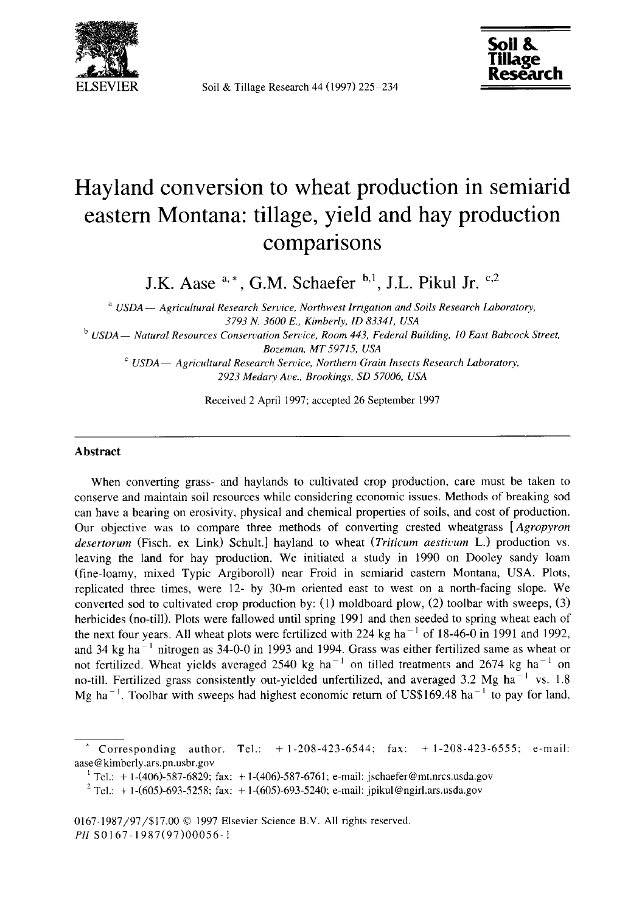# Hayland conversion to wheat production in semiarid eastern Montana: tillage, yield and hay production comparisons

J.K. Aase [a,*], G.M. Schaefer [b,1], J.L. Pikul Jr. [c,2]

[a] USDA — Agricultural Research Service, Northwest Irrigation and Soils Research Laboratory, 3793 N. 3600 E., Kimberly, ID 83341, USA

[b] USDA — Natural Resources Conservation Service, Room 443, Federal Building, 10 East Babcock Street, Bozeman, MT 59715, USA

[c] USDA — Agricultural Research Service, Northern Grain Insects Research Laboratory, 2923 Medary Ave., Brookings, SD 57006, USA

Received 2 April 1997; accepted 26 September 1997

## Abstract

When converting grass- and haylands to cultivated crop production, care must be taken to conserve and maintain soil resources while considering economic issues. Methods of breaking sod can have a bearing on erosivity, physical and chemical properties of soils, and cost of production. Our objective was to compare three methods of converting crested wheatgrass [*Agropyron desertorum* (Fisch. ex Link) Schult.] hayland to wheat (*Triticum aestivum* L.) production vs. leaving the land for hay production. We initiated a study in 1990 on Dooley sandy loam (fine-loamy, mixed Typic Argiboroll) near Froid in semiarid eastern Montana, USA. Plots, replicated three times, were 12- by 30-m oriented east to west on a north-facing slope. We converted sod to cultivated crop production by: (1) moldboard plow, (2) toolbar with sweeps, (3) herbicides (no-till). Plots were fallowed until spring 1991 and then seeded to spring wheat each of the next four years. All wheat plots were fertilized with 224 kg $ha^{-1}$ of 18-46-0 in 1991 and 1992, and 34 kg $ha^{-1}$ nitrogen as 34-0-0 in 1993 and 1994. Grass was either fertilized same as wheat or not fertilized. Wheat yields averaged 2540 kg $ha^{-1}$ on tilled treatments and 2674 kg $ha^{-1}$ on no-till. Fertilized grass consistently out-yielded unfertilized, and averaged 3.2 Mg $ha^{-1}$ vs. 1.8 Mg $ha^{-1}$. Toolbar with sweeps had highest economic return of US$169.48 $ha^{-1}$ to pay for land,

---

\* Corresponding author. Tel.: +1-208-423-6544; fax: +1-208-423-6555; e-mail: aase@kimberly.ars.pn.usbr.gov

[1] Tel.: +1-(406)-587-6829; fax: +1-(406)-587-6761; e-mail: jschaefer@mt.nrcs.usda.gov

[2] Tel.: +1-(605)-693-5258; fax: +1-(605)-693-5240; e-mail: jpikul@ngirl.ars.usda.gov

0167-1987/97/$17.00 © 1997 Elsevier Science B.V. All rights reserved.
*PII* S0167-1987(97)00056-1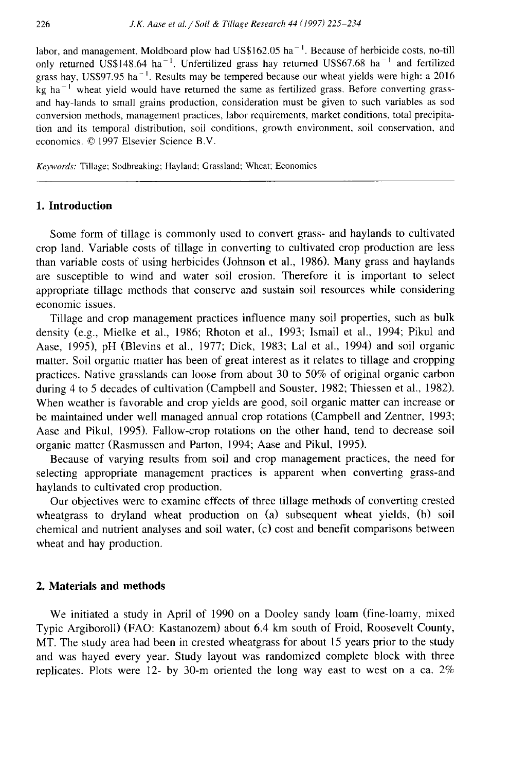labor, and management. Moldboard plow had US$162.05 ha$^{-1}$. Because of herbicide costs, no-till only returned US$148.64 ha$^{-1}$. Unfertilized grass hay returned US$67.68 ha$^{-1}$ and fertilized grass hay, US$97.95 ha$^{-1}$. Results may be tempered because our wheat yields were high: a 2016 kg ha$^{-1}$ wheat yield would have returned the same as fertilized grass. Before converting grass- and hay-lands to small grains production, consideration must be given to such variables as sod conversion methods, management practices, labor requirements, market conditions, total precipitation and its temporal distribution, soil conditions, growth environment, soil conservation, and economics. © 1997 Elsevier Science B.V.

*Keywords:* Tillage; Sodbreaking; Hayland; Grassland; Wheat; Economics

## 1. Introduction

Some form of tillage is commonly used to convert grass- and haylands to cultivated crop land. Variable costs of tillage in converting to cultivated crop production are less than variable costs of using herbicides (Johnson et al., 1986). Many grass and haylands are susceptible to wind and water soil erosion. Therefore it is important to select appropriate tillage methods that conserve and sustain soil resources while considering economic issues.

Tillage and crop management practices influence many soil properties, such as bulk density (e.g., Mielke et al., 1986; Rhoton et al., 1993; Ismail et al., 1994; Pikul and Aase, 1995), pH (Blevins et al., 1977; Dick, 1983; Lal et al., 1994) and soil organic matter. Soil organic matter has been of great interest as it relates to tillage and cropping practices. Native grasslands can loose from about 30 to 50% of original organic carbon during 4 to 5 decades of cultivation (Campbell and Souster, 1982; Thiessen et al., 1982). When weather is favorable and crop yields are good, soil organic matter can increase or be maintained under well managed annual crop rotations (Campbell and Zentner, 1993; Aase and Pikul, 1995). Fallow-crop rotations on the other hand, tend to decrease soil organic matter (Rasmussen and Parton, 1994; Aase and Pikul, 1995).

Because of varying results from soil and crop management practices, the need for selecting appropriate management practices is apparent when converting grass-and haylands to cultivated crop production.

Our objectives were to examine effects of three tillage methods of converting crested wheatgrass to dryland wheat production on (a) subsequent wheat yields, (b) soil chemical and nutrient analyses and soil water, (c) cost and benefit comparisons between wheat and hay production.

## 2. Materials and methods

We initiated a study in April of 1990 on a Dooley sandy loam (fine-loamy, mixed Typic Argiboroll) (FAO: Kastanozem) about 6.4 km south of Froid, Roosevelt County, MT. The study area had been in crested wheatgrass for about 15 years prior to the study and was hayed every year. Study layout was randomized complete block with three replicates. Plots were 12- by 30-m oriented the long way east to west on a ca. 2%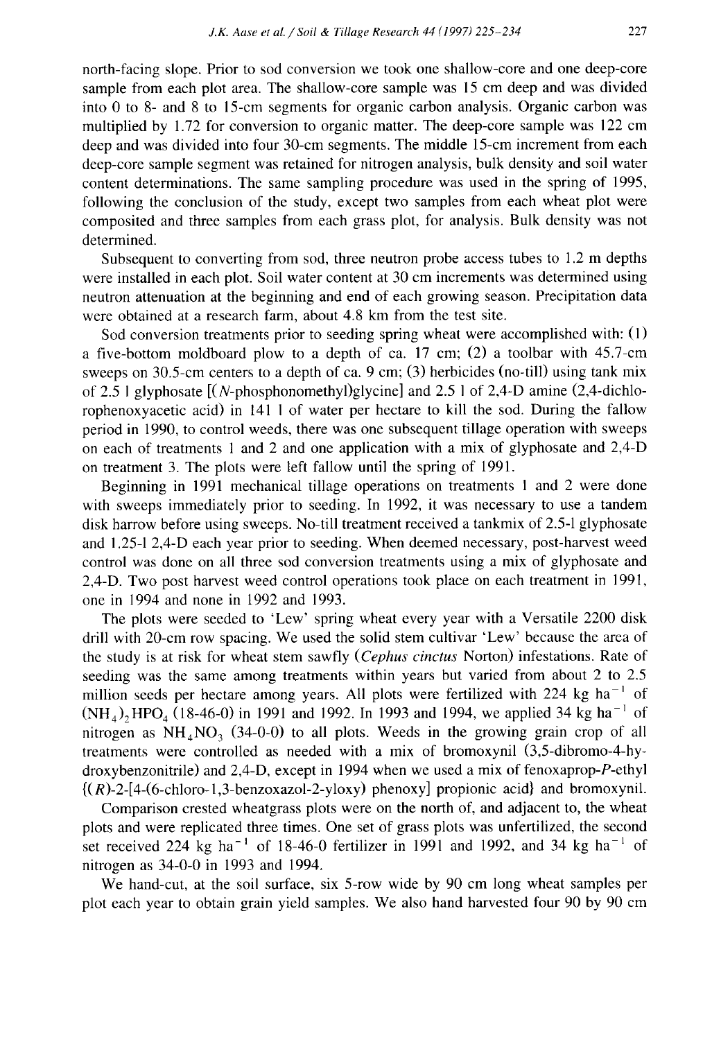north-facing slope. Prior to sod conversion we took one shallow-core and one deep-core sample from each plot area. The shallow-core sample was 15 cm deep and was divided into 0 to 8- and 8 to 15-cm segments for organic carbon analysis. Organic carbon was multiplied by 1.72 for conversion to organic matter. The deep-core sample was 122 cm deep and was divided into four 30-cm segments. The middle 15-cm increment from each deep-core sample segment was retained for nitrogen analysis, bulk density and soil water content determinations. The same sampling procedure was used in the spring of 1995, following the conclusion of the study, except two samples from each wheat plot were composited and three samples from each grass plot, for analysis. Bulk density was not determined.

Subsequent to converting from sod, three neutron probe access tubes to 1.2 m depths were installed in each plot. Soil water content at 30 cm increments was determined using neutron attenuation at the beginning and end of each growing season. Precipitation data were obtained at a research farm, about 4.8 km from the test site.

Sod conversion treatments prior to seeding spring wheat were accomplished with: (1) a five-bottom moldboard plow to a depth of ca. 17 cm; (2) a toolbar with 45.7-cm sweeps on 30.5-cm centers to a depth of ca. 9 cm; (3) herbicides (no-till) using tank mix of 2.5 l glyphosate [(*N*-phosphonomethyl)glycine] and 2.5 l of 2,4-D amine (2,4-dichlorophenoxyacetic acid) in 141 l of water per hectare to kill the sod. During the fallow period in 1990, to control weeds, there was one subsequent tillage operation with sweeps on each of treatments 1 and 2 and one application with a mix of glyphosate and 2,4-D on treatment 3. The plots were left fallow until the spring of 1991.

Beginning in 1991 mechanical tillage operations on treatments 1 and 2 were done with sweeps immediately prior to seeding. In 1992, it was necessary to use a tandem disk harrow before using sweeps. No-till treatment received a tankmix of 2.5-l glyphosate and 1.25-l 2,4-D each year prior to seeding. When deemed necessary, post-harvest weed control was done on all three sod conversion treatments using a mix of glyphosate and 2,4-D. Two post harvest weed control operations took place on each treatment in 1991, one in 1994 and none in 1992 and 1993.

The plots were seeded to 'Lew' spring wheat every year with a Versatile 2200 disk drill with 20-cm row spacing. We used the solid stem cultivar 'Lew' because the area of the study is at risk for wheat stem sawfly (*Cephus cinctus* Norton) infestations. Rate of seeding was the same among treatments within years but varied from about 2 to 2.5 million seeds per hectare among years. All plots were fertilized with 224 kg $ha^{-1}$ of $(NH_4)_2HPO_4$ (18-46-0) in 1991 and 1992. In 1993 and 1994, we applied 34 kg $ha^{-1}$ of nitrogen as $NH_4NO_3$ (34-0-0) to all plots. Weeds in the growing grain crop of all treatments were controlled as needed with a mix of bromoxynil (3,5-dibromo-4-hydroxybenzonitrile) and 2,4-D, except in 1994 when we used a mix of fenoxaprop-*P*-ethyl {(*R*)-2-[4-(6-chloro-1,3-benzoxazol-2-yloxy) phenoxy] propionic acid} and bromoxynil.

Comparison crested wheatgrass plots were on the north of, and adjacent to, the wheat plots and were replicated three times. One set of grass plots was unfertilized, the second set received 224 kg $ha^{-1}$ of 18-46-0 fertilizer in 1991 and 1992, and 34 kg $ha^{-1}$ of nitrogen as 34-0-0 in 1993 and 1994.

We hand-cut, at the soil surface, six 5-row wide by 90 cm long wheat samples per plot each year to obtain grain yield samples. We also hand harvested four 90 by 90 cm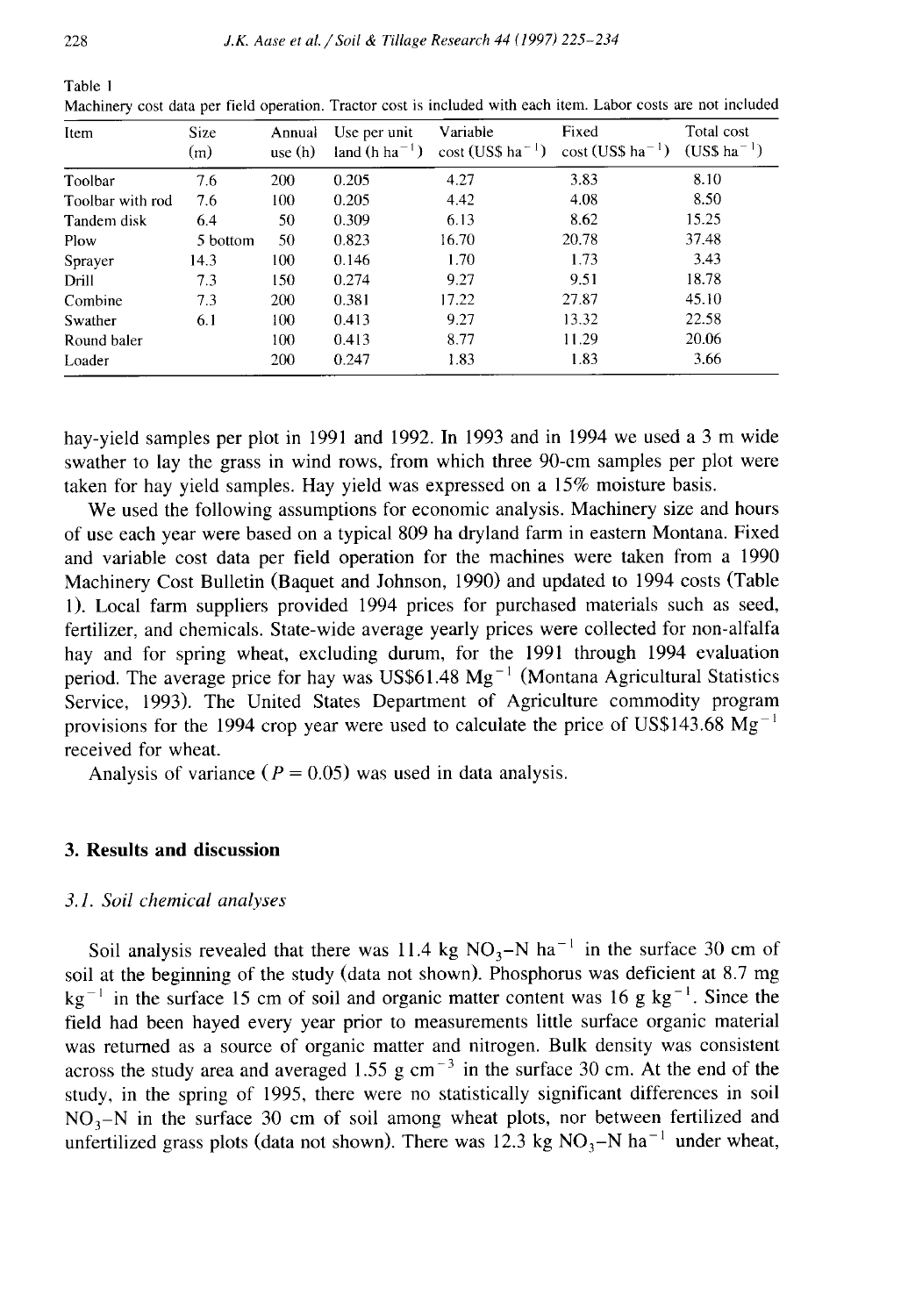Table 1
Machinery cost data per field operation. Tractor cost is included with each item. Labor costs are not included

| Item | Size (m) | Annual use (h) | Use per unit land (h $ha^{-1}$) | Variable cost (US\$ $ha^{-1}$) | Fixed cost (US\$ $ha^{-1}$) | Total cost (US\$ $ha^{-1}$) |
|---|---|---|---|---|---|---|
| Toolbar | 7.6 | 200 | 0.205 | 4.27 | 3.83 | 8.10 |
| Toolbar with rod | 7.6 | 100 | 0.205 | 4.42 | 4.08 | 8.50 |
| Tandem disk | 6.4 | 50 | 0.309 | 6.13 | 8.62 | 15.25 |
| Plow | 5 bottom | 50 | 0.823 | 16.70 | 20.78 | 37.48 |
| Sprayer | 14.3 | 100 | 0.146 | 1.70 | 1.73 | 3.43 |
| Drill | 7.3 | 150 | 0.274 | 9.27 | 9.51 | 18.78 |
| Combine | 7.3 | 200 | 0.381 | 17.22 | 27.87 | 45.10 |
| Swather | 6.1 | 100 | 0.413 | 9.27 | 13.32 | 22.58 |
| Round baler | | 100 | 0.413 | 8.77 | 11.29 | 20.06 |
| Loader | | 200 | 0.247 | 1.83 | 1.83 | 3.66 |

hay-yield samples per plot in 1991 and 1992. In 1993 and in 1994 we used a 3 m wide swather to lay the grass in wind rows, from which three 90-cm samples per plot were taken for hay yield samples. Hay yield was expressed on a 15% moisture basis.

We used the following assumptions for economic analysis. Machinery size and hours of use each year were based on a typical 809 ha dryland farm in eastern Montana. Fixed and variable cost data per field operation for the machines were taken from a 1990 Machinery Cost Bulletin (Baquet and Johnson, 1990) and updated to 1994 costs (Table 1). Local farm suppliers provided 1994 prices for purchased materials such as seed, fertilizer, and chemicals. State-wide average yearly prices were collected for non-alfalfa hay and for spring wheat, excluding durum, for the 1991 through 1994 evaluation period. The average price for hay was US\$61.48 $Mg^{-1}$ (Montana Agricultural Statistics Service, 1993). The United States Department of Agriculture commodity program provisions for the 1994 crop year were used to calculate the price of US\$143.68 $Mg^{-1}$ received for wheat.

Analysis of variance ($P = 0.05$) was used in data analysis.

## 3. Results and discussion

### 3.1. Soil chemical analyses

Soil analysis revealed that there was 11.4 kg $NO_3$–N $ha^{-1}$ in the surface 30 cm of soil at the beginning of the study (data not shown). Phosphorus was deficient at 8.7 mg $kg^{-1}$ in the surface 15 cm of soil and organic matter content was 16 g $kg^{-1}$. Since the field had been hayed every year prior to measurements little surface organic material was returned as a source of organic matter and nitrogen. Bulk density was consistent across the study area and averaged 1.55 g $cm^{-3}$ in the surface 30 cm. At the end of the study, in the spring of 1995, there were no statistically significant differences in soil $NO_3$–N in the surface 30 cm of soil among wheat plots, nor between fertilized and unfertilized grass plots (data not shown). There was 12.3 kg $NO_3$–N $ha^{-1}$ under wheat,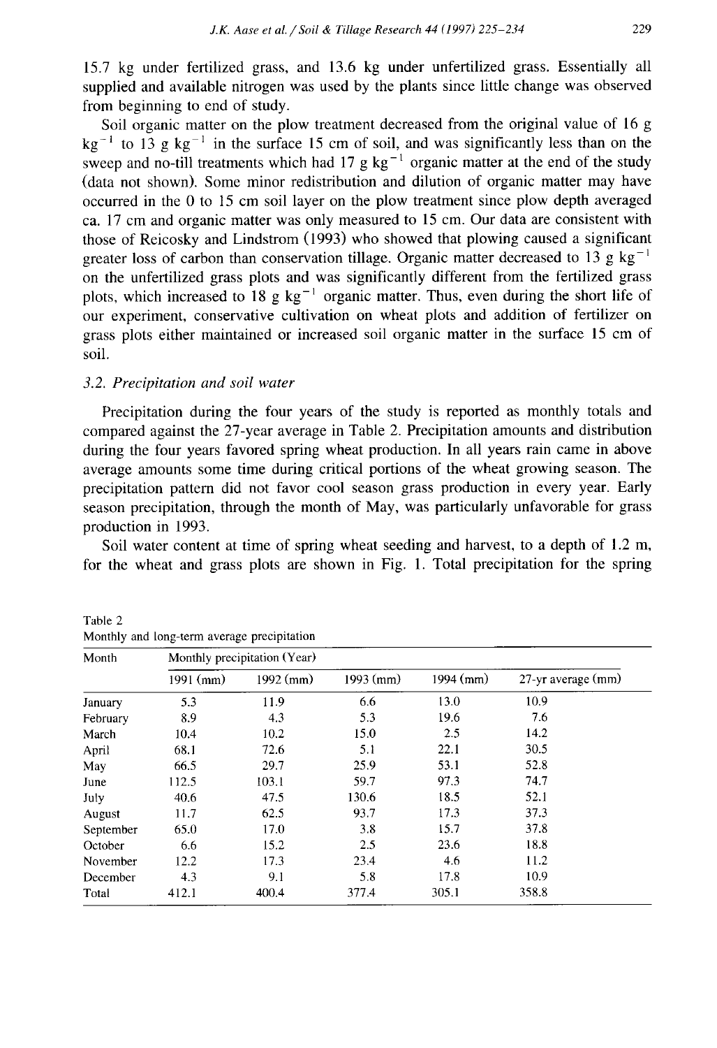15.7 kg under fertilized grass, and 13.6 kg under unfertilized grass. Essentially all supplied and available nitrogen was used by the plants since little change was observed from beginning to end of study.

Soil organic matter on the plow treatment decreased from the original value of 16 g $kg^{-1}$ to 13 g $kg^{-1}$ in the surface 15 cm of soil, and was significantly less than on the sweep and no-till treatments which had 17 g $kg^{-1}$ organic matter at the end of the study (data not shown). Some minor redistribution and dilution of organic matter may have occurred in the 0 to 15 cm soil layer on the plow treatment since plow depth averaged ca. 17 cm and organic matter was only measured to 15 cm. Our data are consistent with those of Reicosky and Lindstrom (1993) who showed that plowing caused a significant greater loss of carbon than conservation tillage. Organic matter decreased to 13 g $kg^{-1}$ on the unfertilized grass plots and was significantly different from the fertilized grass plots, which increased to 18 g $kg^{-1}$ organic matter. Thus, even during the short life of our experiment, conservative cultivation on wheat plots and addition of fertilizer on grass plots either maintained or increased soil organic matter in the surface 15 cm of soil.

### *3.2. Precipitation and soil water*

Precipitation during the four years of the study is reported as monthly totals and compared against the 27-year average in Table 2. Precipitation amounts and distribution during the four years favored spring wheat production. In all years rain came in above average amounts some time during critical portions of the wheat growing season. The precipitation pattern did not favor cool season grass production in every year. Early season precipitation, through the month of May, was particularly unfavorable for grass production in 1993.

Soil water content at time of spring wheat seeding and harvest, to a depth of 1.2 m, for the wheat and grass plots are shown in Fig. 1. Total precipitation for the spring

Table 2
Monthly and long-term average precipitation

| Month | Monthly precipitation (Year) | | | | |
|---|---|---|---|---|---|
| | 1991 (mm) | 1992 (mm) | 1993 (mm) | 1994 (mm) | 27-yr average (mm) |
| January | 5.3 | 11.9 | 6.6 | 13.0 | 10.9 |
| February | 8.9 | 4.3 | 5.3 | 19.6 | 7.6 |
| March | 10.4 | 10.2 | 15.0 | 2.5 | 14.2 |
| April | 68.1 | 72.6 | 5.1 | 22.1 | 30.5 |
| May | 66.5 | 29.7 | 25.9 | 53.1 | 52.8 |
| June | 112.5 | 103.1 | 59.7 | 97.3 | 74.7 |
| July | 40.6 | 47.5 | 130.6 | 18.5 | 52.1 |
| August | 11.7 | 62.5 | 93.7 | 17.3 | 37.3 |
| September | 65.0 | 17.0 | 3.8 | 15.7 | 37.8 |
| October | 6.6 | 15.2 | 2.5 | 23.6 | 18.8 |
| November | 12.2 | 17.3 | 23.4 | 4.6 | 11.2 |
| December | 4.3 | 9.1 | 5.8 | 17.8 | 10.9 |
| Total | 412.1 | 400.4 | 377.4 | 305.1 | 358.8 |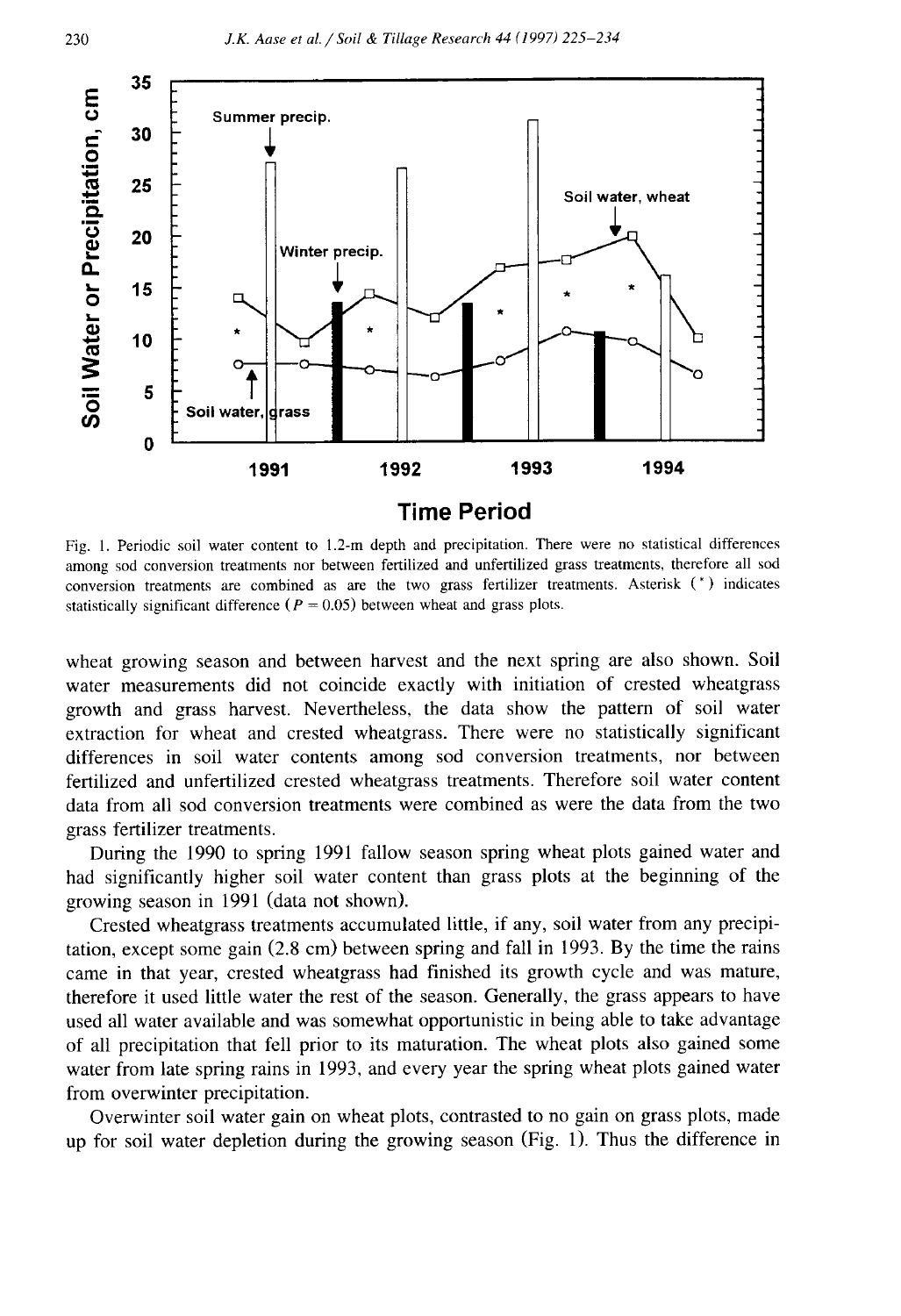Fig. 1. Periodic soil water content to 1.2-m depth and precipitation. There were no statistical differences among sod conversion treatments nor between fertilized and unfertilized grass treatments, therefore all sod conversion treatments are combined as are the two grass fertilizer treatments. Asterisk (*) indicates statistically significant difference ($P = 0.05$) between wheat and grass plots.

wheat growing season and between harvest and the next spring are also shown. Soil water measurements did not coincide exactly with initiation of crested wheatgrass growth and grass harvest. Nevertheless, the data show the pattern of soil water extraction for wheat and crested wheatgrass. There were no statistically significant differences in soil water contents among sod conversion treatments, nor between fertilized and unfertilized crested wheatgrass treatments. Therefore soil water content data from all sod conversion treatments were combined as were the data from the two grass fertilizer treatments.

During the 1990 to spring 1991 fallow season spring wheat plots gained water and had significantly higher soil water content than grass plots at the beginning of the growing season in 1991 (data not shown).

Crested wheatgrass treatments accumulated little, if any, soil water from any precipitation, except some gain (2.8 cm) between spring and fall in 1993. By the time the rains came in that year, crested wheatgrass had finished its growth cycle and was mature, therefore it used little water the rest of the season. Generally, the grass appears to have used all water available and was somewhat opportunistic in being able to take advantage of all precipitation that fell prior to its maturation. The wheat plots also gained some water from late spring rains in 1993, and every year the spring wheat plots gained water from overwinter precipitation.

Overwinter soil water gain on wheat plots, contrasted to no gain on grass plots, made up for soil water depletion during the growing season (Fig. 1). Thus the difference in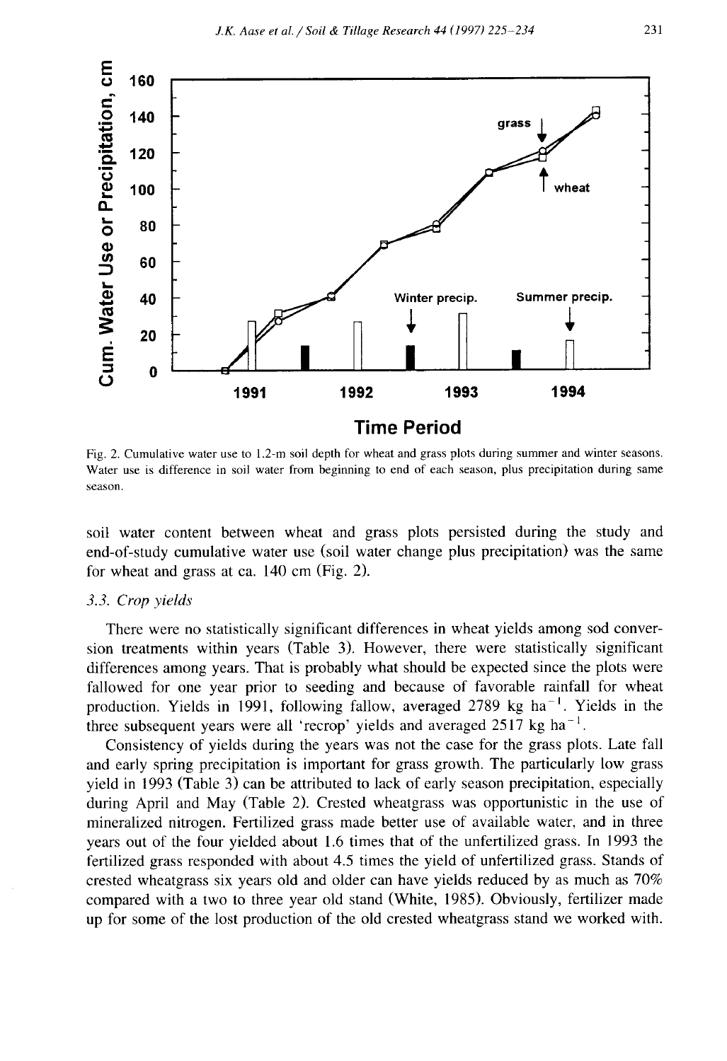Fig. 2. Cumulative water use to 1.2-m soil depth for wheat and grass plots during summer and winter seasons. Water use is difference in soil water from beginning to end of each season, plus precipitation during same season.

soil water content between wheat and grass plots persisted during the study and end-of-study cumulative water use (soil water change plus precipitation) was the same for wheat and grass at ca. 140 cm (Fig. 2).

### 3.3. Crop yields

There were no statistically significant differences in wheat yields among sod conversion treatments within years (Table 3). However, there were statistically significant differences among years. That is probably what should be expected since the plots were fallowed for one year prior to seeding and because of favorable rainfall for wheat production. Yields in 1991, following fallow, averaged 2789 kg $ha^{-1}$. Yields in the three subsequent years were all 'recrop' yields and averaged 2517 kg $ha^{-1}$.

Consistency of yields during the years was not the case for the grass plots. Late fall and early spring precipitation is important for grass growth. The particularly low grass yield in 1993 (Table 3) can be attributed to lack of early season precipitation, especially during April and May (Table 2). Crested wheatgrass was opportunistic in the use of mineralized nitrogen. Fertilized grass made better use of available water, and in three years out of the four yielded about 1.6 times that of the unfertilized grass. In 1993 the fertilized grass responded with about 4.5 times the yield of unfertilized grass. Stands of crested wheatgrass six years old and older can have yields reduced by as much as 70% compared with a two to three year old stand (White, 1985). Obviously, fertilizer made up for some of the lost production of the old crested wheatgrass stand we worked with.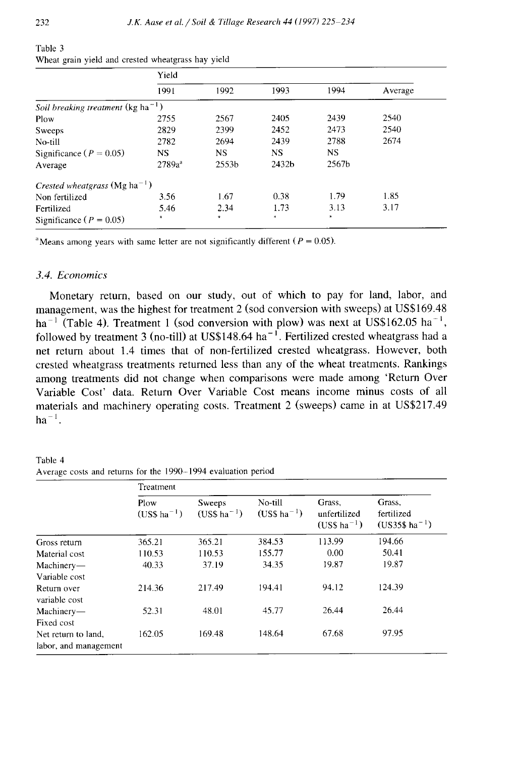Table 3
Wheat grain yield and crested wheatgrass hay yield

| | Yield | | | | |
|---|---|---|---|---|---|
| | 1991 | 1992 | 1993 | 1994 | Average |
| *Soil breaking treatment* (kg ha$^{-1}$) | | | | | |
| Plow | 2755 | 2567 | 2405 | 2439 | 2540 |
| Sweeps | 2829 | 2399 | 2452 | 2473 | 2540 |
| No-till | 2782 | 2694 | 2439 | 2788 | 2674 |
| Significance ($P = 0.05$) | NS | NS | NS | NS | |
| Average | 2789a[a] | 2553b | 2432b | 2567b | |
| *Crested wheatgrass* (Mg ha$^{-1}$) | | | | | |
| Non fertilized | 3.56 | 1.67 | 0.38 | 1.79 | 1.85 |
| Fertilized | 5.46 | 2.34 | 1.73 | 3.13 | 3.17 |
| Significance ($P = 0.05$) | * | * | * | * | |

[a]Means among years with same letter are not significantly different ($P = 0.05$).

### 3.4. Economics

Monetary return, based on our study, out of which to pay for land, labor, and management, was the highest for treatment 2 (sod conversion with sweeps) at US\$169.48 ha$^{-1}$ (Table 4). Treatment 1 (sod conversion with plow) was next at US\$162.05 ha$^{-1}$, followed by treatment 3 (no-till) at US\$148.64 ha$^{-1}$. Fertilized crested wheatgrass had a net return about 1.4 times that of non-fertilized crested wheatgrass. However, both crested wheatgrass treatments returned less than any of the wheat treatments. Rankings among treatments did not change when comparisons were made among 'Return Over Variable Cost' data. Return Over Variable Cost means income minus costs of all materials and machinery operating costs. Treatment 2 (sweeps) came in at US\$217.49 ha$^{-1}$.

Table 4
Average costs and returns for the 1990–1994 evaluation period

| | Treatment | | | | |
|---|---|---|---|---|---|
| | Plow (US\$ ha$^{-1}$) | Sweeps (US\$ ha$^{-1}$) | No-till (US\$ ha$^{-1}$) | Grass, unfertilized (US\$ ha$^{-1}$) | Grass, fertilized (US35\$ ha$^{-1}$) |
| Gross return | 365.21 | 365.21 | 384.53 | 113.99 | 194.66 |
| Material cost | 110.53 | 110.53 | 155.77 | 0.00 | 50.41 |
| Machinery—Variable cost | 40.33 | 37.19 | 34.35 | 19.87 | 19.87 |
| Return over variable cost | 214.36 | 217.49 | 194.41 | 94.12 | 124.39 |
| Machinery—Fixed cost | 52.31 | 48.01 | 45.77 | 26.44 | 26.44 |
| Net return to land, labor, and management | 162.05 | 169.48 | 148.64 | 67.68 | 97.95 |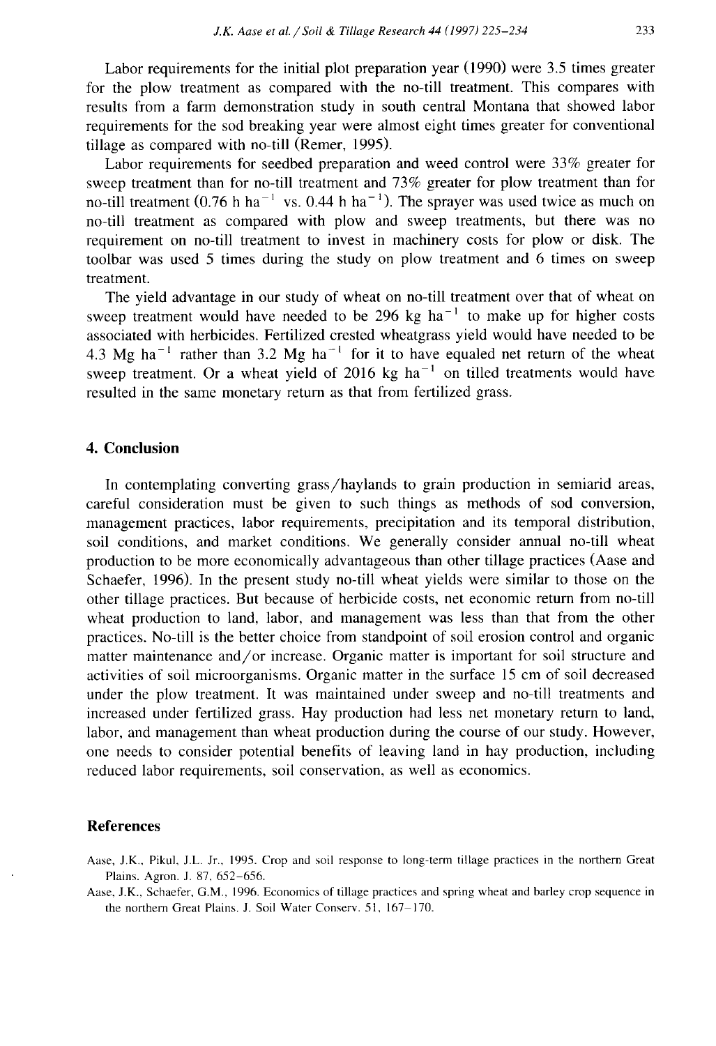Labor requirements for the initial plot preparation year (1990) were 3.5 times greater for the plow treatment as compared with the no-till treatment. This compares with results from a farm demonstration study in south central Montana that showed labor requirements for the sod breaking year were almost eight times greater for conventional tillage as compared with no-till (Remer, 1995).

Labor requirements for seedbed preparation and weed control were 33% greater for sweep treatment than for no-till treatment and 73% greater for plow treatment than for no-till treatment (0.76 h $ha^{-1}$ vs. 0.44 h $ha^{-1}$). The sprayer was used twice as much on no-till treatment as compared with plow and sweep treatments, but there was no requirement on no-till treatment to invest in machinery costs for plow or disk. The toolbar was used 5 times during the study on plow treatment and 6 times on sweep treatment.

The yield advantage in our study of wheat on no-till treatment over that of wheat on sweep treatment would have needed to be 296 kg $ha^{-1}$ to make up for higher costs associated with herbicides. Fertilized crested wheatgrass yield would have needed to be 4.3 Mg $ha^{-1}$ rather than 3.2 Mg $ha^{-1}$ for it to have equaled net return of the wheat sweep treatment. Or a wheat yield of 2016 kg $ha^{-1}$ on tilled treatments would have resulted in the same monetary return as that from fertilized grass.

## 4. Conclusion

In contemplating converting grass/haylands to grain production in semiarid areas, careful consideration must be given to such things as methods of sod conversion, management practices, labor requirements, precipitation and its temporal distribution, soil conditions, and market conditions. We generally consider annual no-till wheat production to be more economically advantageous than other tillage practices (Aase and Schaefer, 1996). In the present study no-till wheat yields were similar to those on the other tillage practices. But because of herbicide costs, net economic return from no-till wheat production to land, labor, and management was less than that from the other practices. No-till is the better choice from standpoint of soil erosion control and organic matter maintenance and/or increase. Organic matter is important for soil structure and activities of soil microorganisms. Organic matter in the surface 15 cm of soil decreased under the plow treatment. It was maintained under sweep and no-till treatments and increased under fertilized grass. Hay production had less net monetary return to land, labor, and management than wheat production during the course of our study. However, one needs to consider potential benefits of leaving land in hay production, including reduced labor requirements, soil conservation, as well as economics.

## References

Aase, J.K., Pikul, J.L. Jr., 1995. Crop and soil response to long-term tillage practices in the northern Great Plains. Agron. J. 87, 652–656.

Aase, J.K., Schaefer, G.M., 1996. Economics of tillage practices and spring wheat and barley crop sequence in the northern Great Plains. J. Soil Water Conserv. 51, 167–170.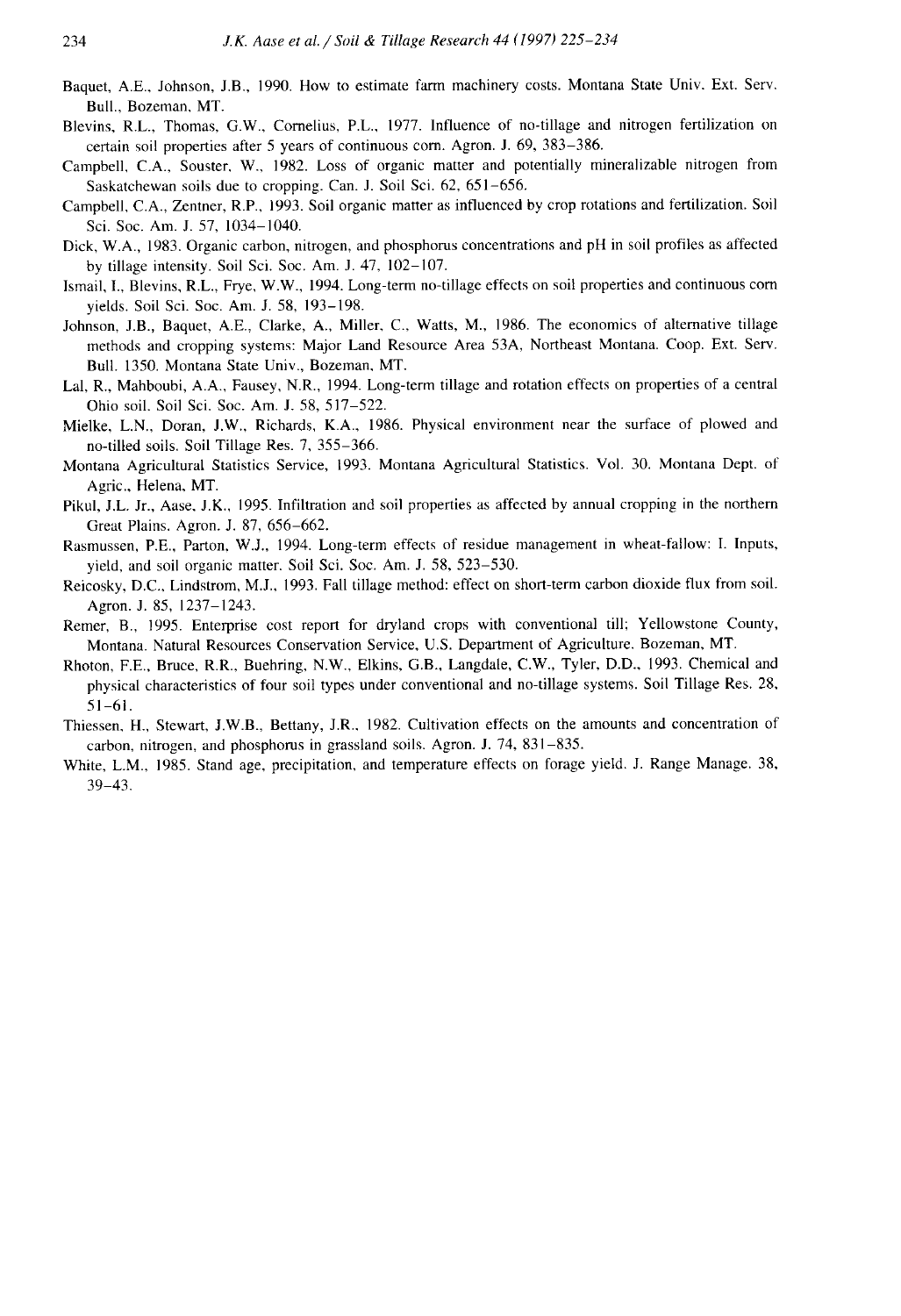Baquet, A.E., Johnson, J.B., 1990. How to estimate farm machinery costs. Montana State Univ. Ext. Serv. Bull., Bozeman, MT.

Blevins, R.L., Thomas, G.W., Cornelius, P.L., 1977. Influence of no-tillage and nitrogen fertilization on certain soil properties after 5 years of continuous corn. Agron. J. 69, 383–386.

Campbell, C.A., Souster, W., 1982. Loss of organic matter and potentially mineralizable nitrogen from Saskatchewan soils due to cropping. Can. J. Soil Sci. 62, 651–656.

Campbell, C.A., Zentner, R.P., 1993. Soil organic matter as influenced by crop rotations and fertilization. Soil Sci. Soc. Am. J. 57, 1034–1040.

Dick, W.A., 1983. Organic carbon, nitrogen, and phosphorus concentrations and pH in soil profiles as affected by tillage intensity. Soil Sci. Soc. Am. J. 47, 102–107.

Ismail, I., Blevins, R.L., Frye, W.W., 1994. Long-term no-tillage effects on soil properties and continuous corn yields. Soil Sci. Soc. Am. J. 58, 193–198.

Johnson, J.B., Baquet, A.E., Clarke, A., Miller, C., Watts, M., 1986. The economics of alternative tillage methods and cropping systems: Major Land Resource Area 53A, Northeast Montana. Coop. Ext. Serv. Bull. 1350. Montana State Univ., Bozeman, MT.

Lal, R., Mahboubi, A.A., Fausey, N.R., 1994. Long-term tillage and rotation effects on properties of a central Ohio soil. Soil Sci. Soc. Am. J. 58, 517–522.

Mielke, L.N., Doran, J.W., Richards, K.A., 1986. Physical environment near the surface of plowed and no-tilled soils. Soil Tillage Res. 7, 355–366.

Montana Agricultural Statistics Service, 1993. Montana Agricultural Statistics. Vol. 30. Montana Dept. of Agric., Helena, MT.

Pikul, J.L. Jr., Aase, J.K., 1995. Infiltration and soil properties as affected by annual cropping in the northern Great Plains. Agron. J. 87, 656–662.

Rasmussen, P.E., Parton, W.J., 1994. Long-term effects of residue management in wheat-fallow: I. Inputs, yield, and soil organic matter. Soil Sci. Soc. Am. J. 58, 523–530.

Reicosky, D.C., Lindstrom, M.J., 1993. Fall tillage method: effect on short-term carbon dioxide flux from soil. Agron. J. 85, 1237–1243.

Remer, B., 1995. Enterprise cost report for dryland crops with conventional till; Yellowstone County, Montana. Natural Resources Conservation Service, U.S. Department of Agriculture. Bozeman, MT.

Rhoton, F.E., Bruce, R.R., Buehring, N.W., Elkins, G.B., Langdale, C.W., Tyler, D.D., 1993. Chemical and physical characteristics of four soil types under conventional and no-tillage systems. Soil Tillage Res. 28, 51–61.

Thiessen, H., Stewart, J.W.B., Bettany, J.R., 1982. Cultivation effects on the amounts and concentration of carbon, nitrogen, and phosphorus in grassland soils. Agron. J. 74, 831–835.

White, L.M., 1985. Stand age, precipitation, and temperature effects on forage yield. J. Range Manage. 38, 39–43.